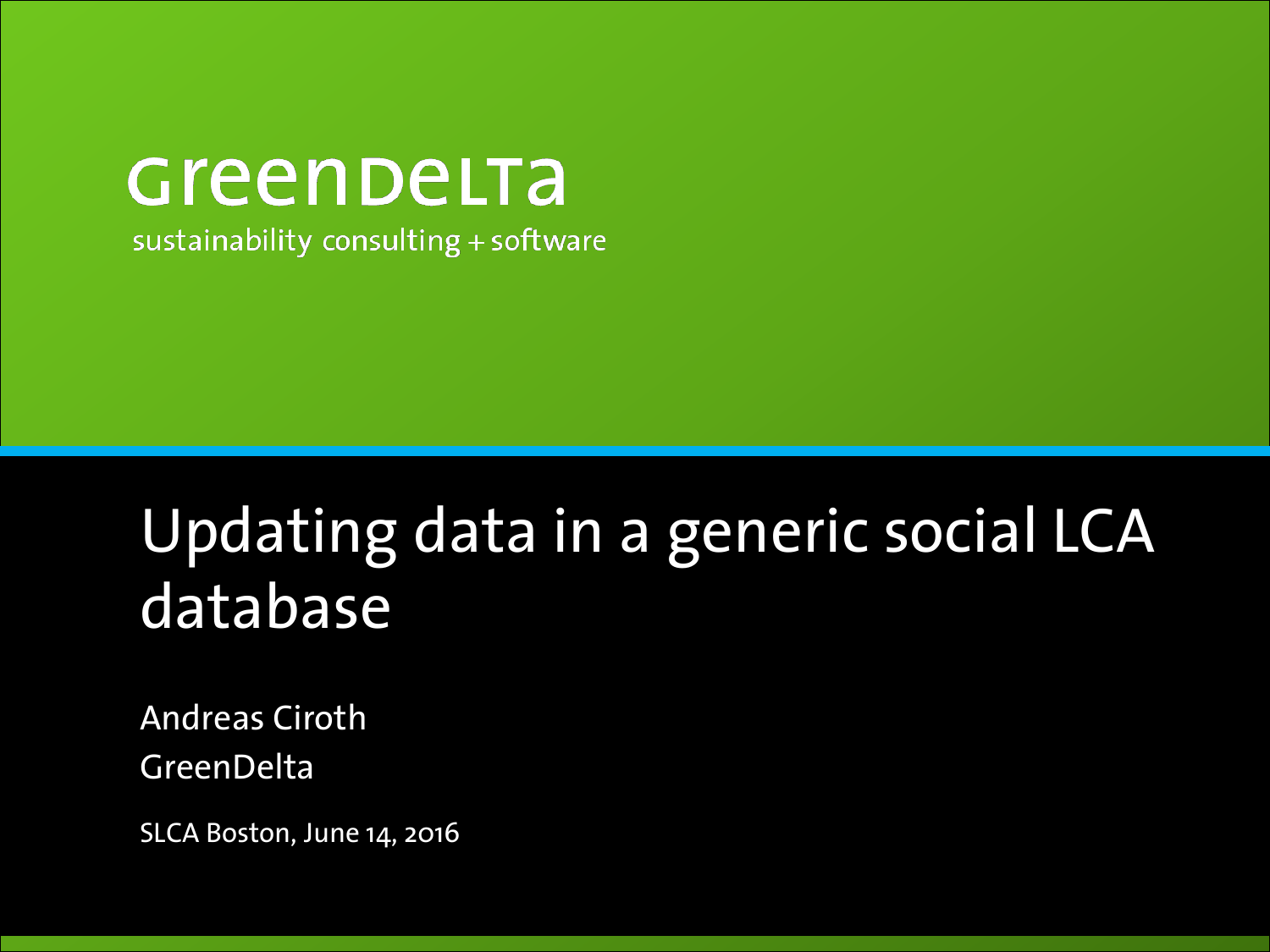GreenDelta

sustainability consulting + software

# Updating data in a generic social LCA database

Andreas Ciroth

GreenDelta

SLCA Boston, June 14, 2016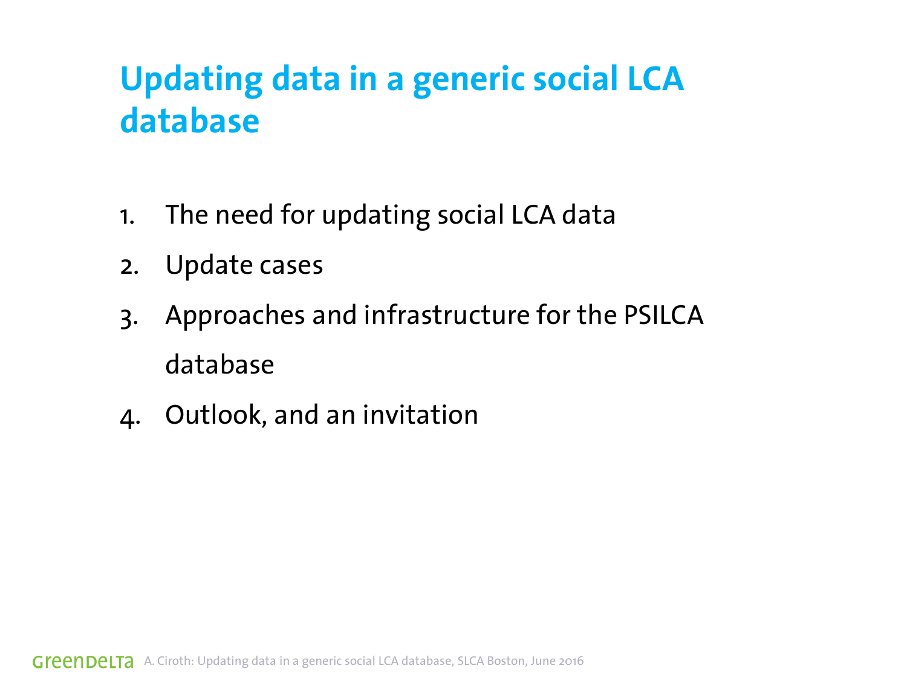# Updating data in a generic social LCA database

1. The need for updating social LCA data
2. Update cases
3. Approaches and infrastructure for the PSILCA database
4. Outlook, and an invitation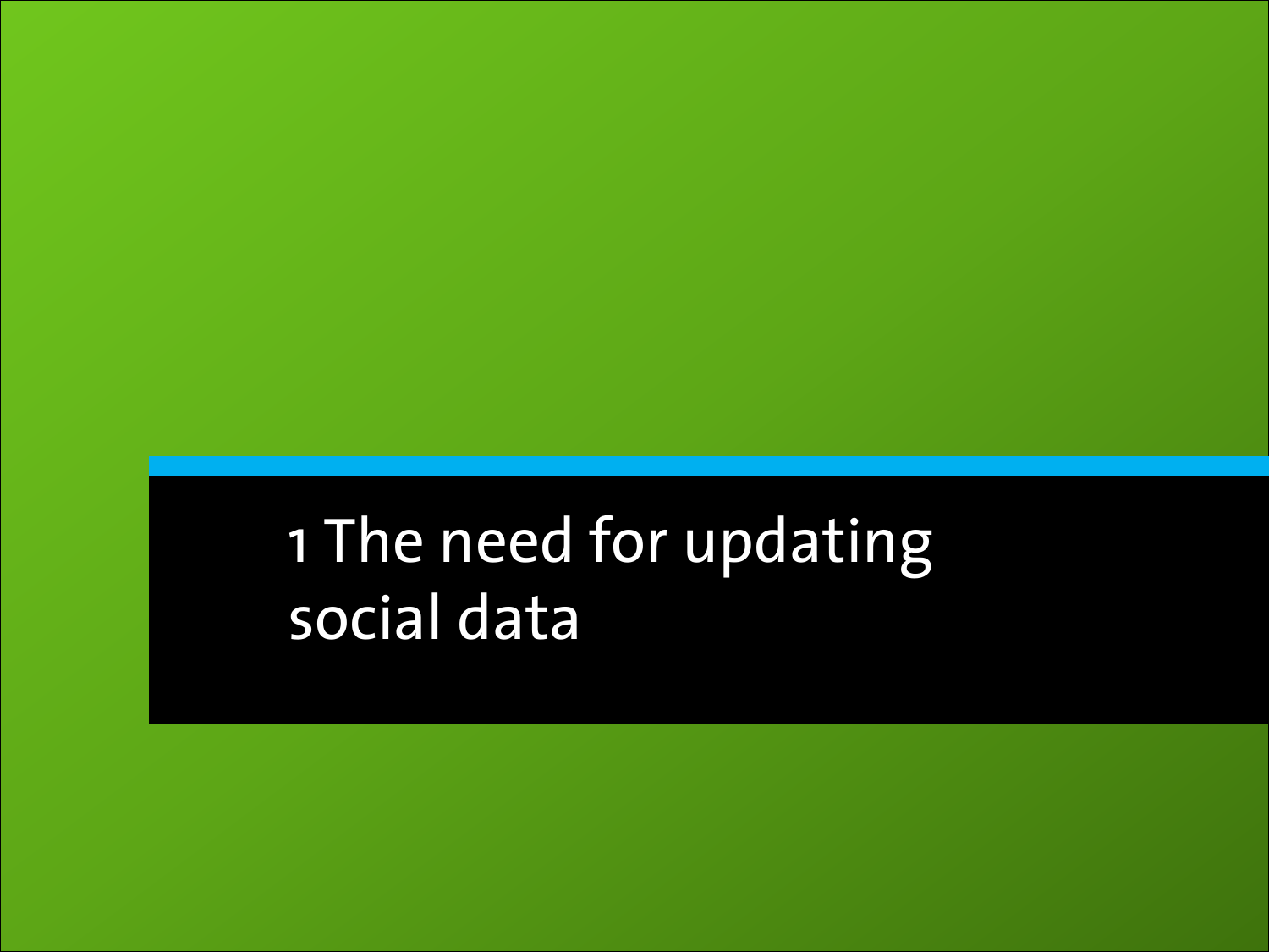# 1 The need for updating social data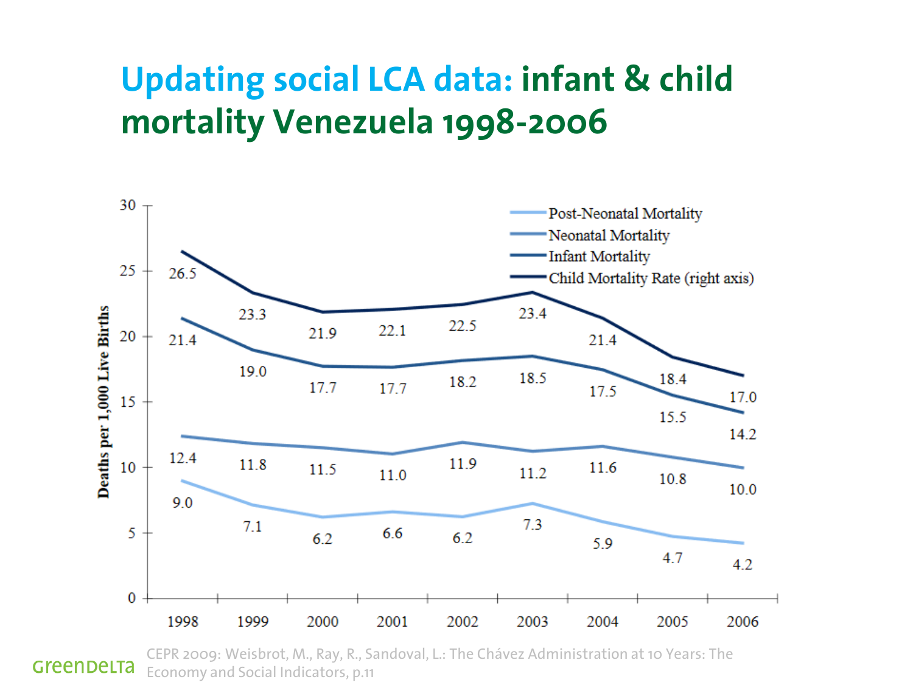# Updating social LCA data: infant & child mortality Venezuela 1998-2006

| Year | Post-Neonatal Mortality | Neonatal Mortality | Infant Mortality | Child Mortality Rate (right axis) |
|---|---|---|---|---|
| 1998 | 9.0 | 12.4 | 21.4 | 26.5 |
| 1999 | 7.1 | 11.8 | 19.0 | 23.3 |
| 2000 | 6.2 | 11.5 | 17.7 | 21.9 |
| 2001 | 6.6 | 11.0 | 17.7 | 22.1 |
| 2002 | 6.2 | 11.9 | 18.2 | 22.5 |
| 2003 | 7.3 | 11.2 | 18.5 | 23.4 |
| 2004 | 5.9 | 11.6 | 17.5 | 21.4 |
| 2005 | 4.7 | 10.8 | 15.5 | 18.4 |
| 2006 | 4.2 | 10.0 | 14.2 | 17.0 |

Deaths per 1,000 Live Births

CEPR 2009: Weisbrot, M., Ray, R., Sandoval, L.: The Chávez Administration at 10 Years: The Economy and Social Indicators, p.11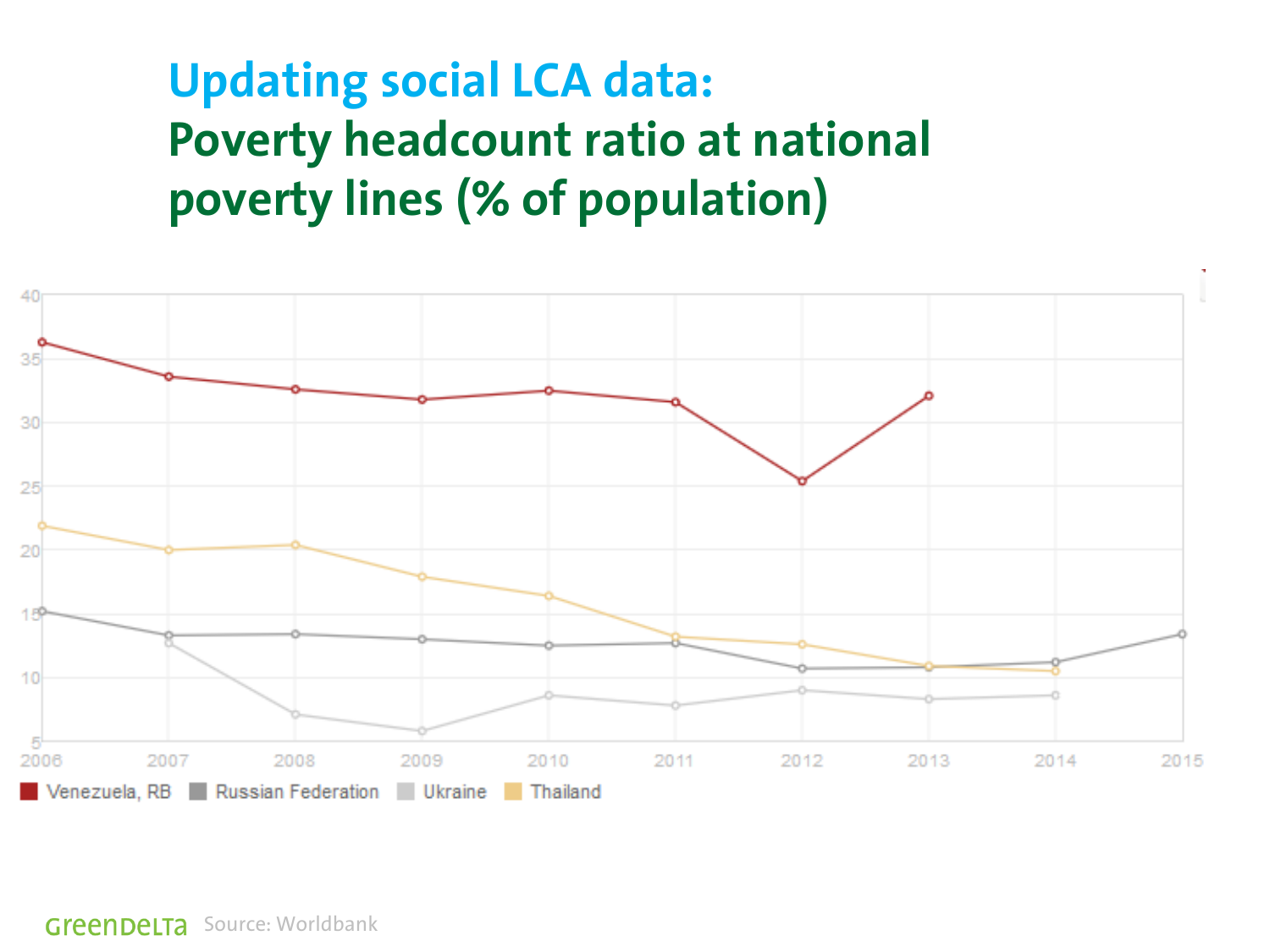# Updating social LCA data:

## Poverty headcount ratio at national poverty lines (% of population)

Source: Worldbank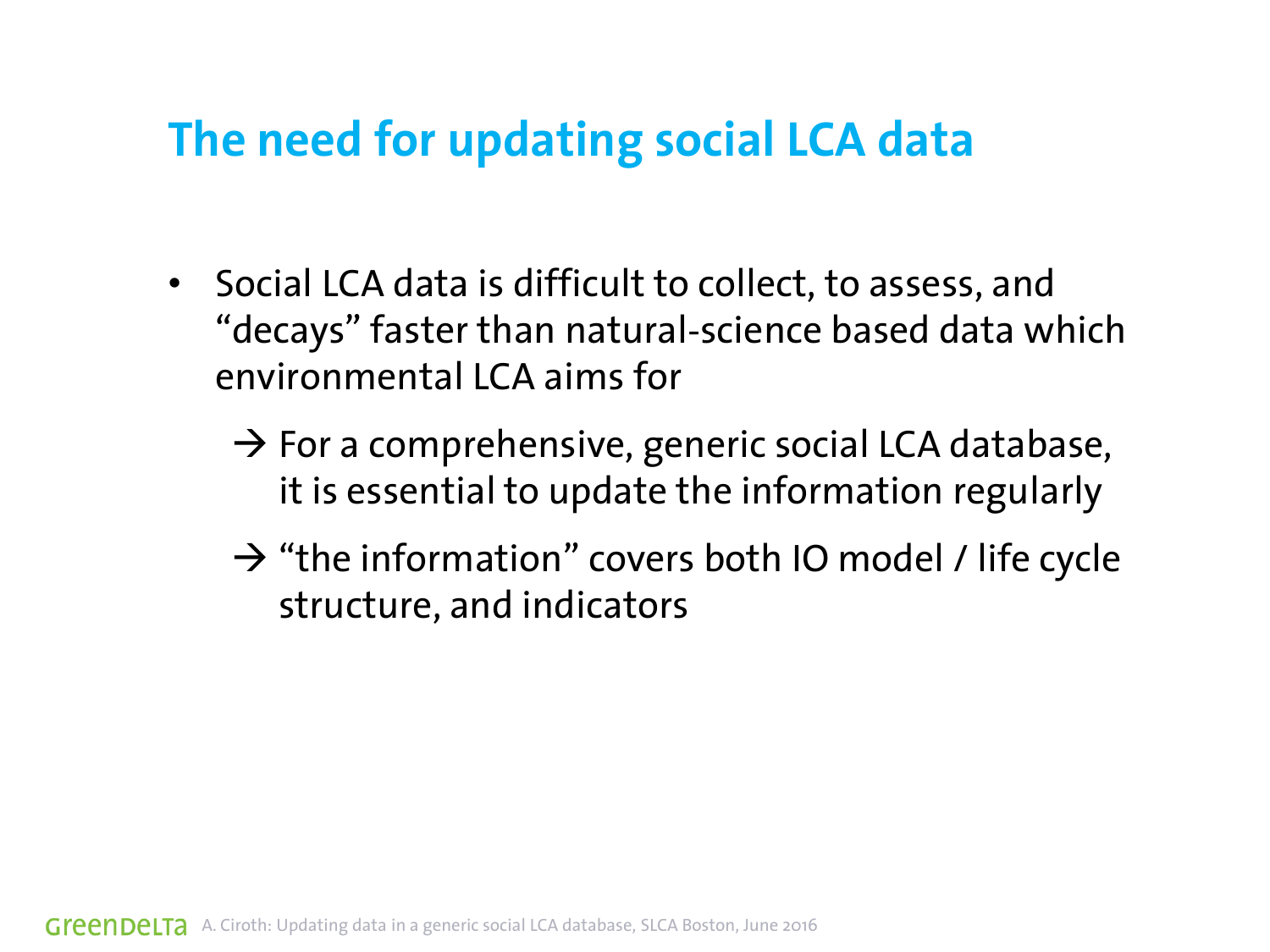# The need for updating social LCA data

- Social LCA data is difficult to collect, to assess, and "decays" faster than natural-science based data which environmental LCA aims for

  → For a comprehensive, generic social LCA database, it is essential to update the information regularly

  → "the information" covers both IO model / life cycle structure, and indicators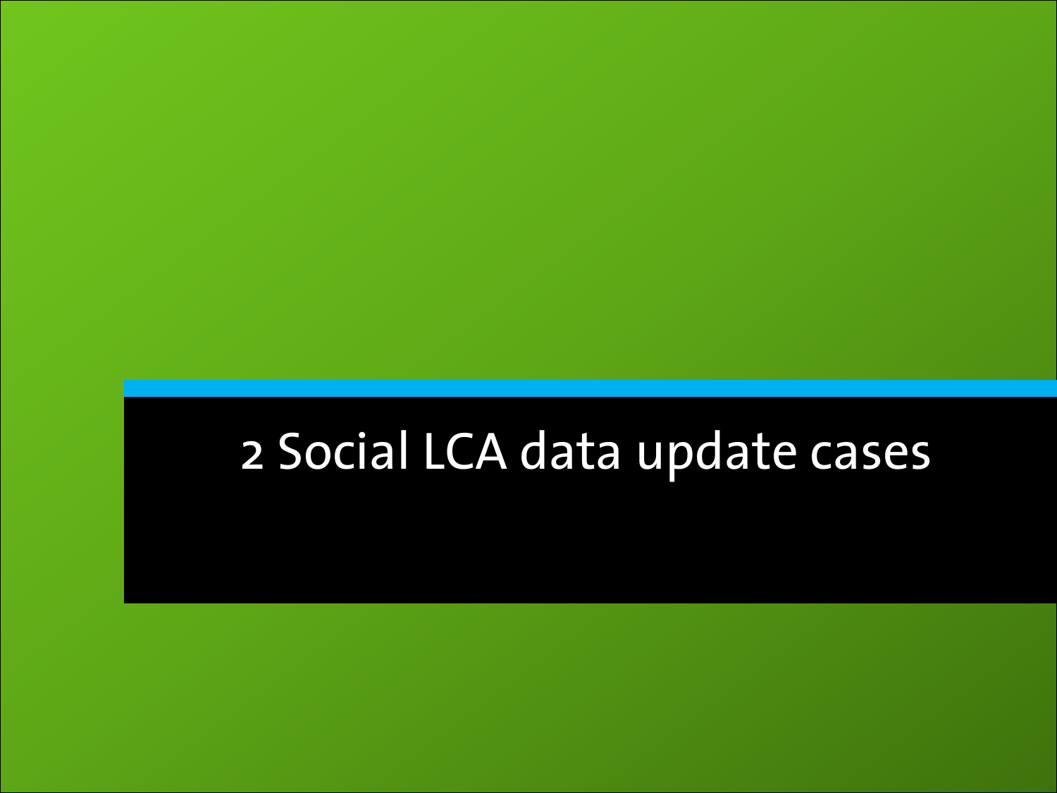# 2 Social LCA data update cases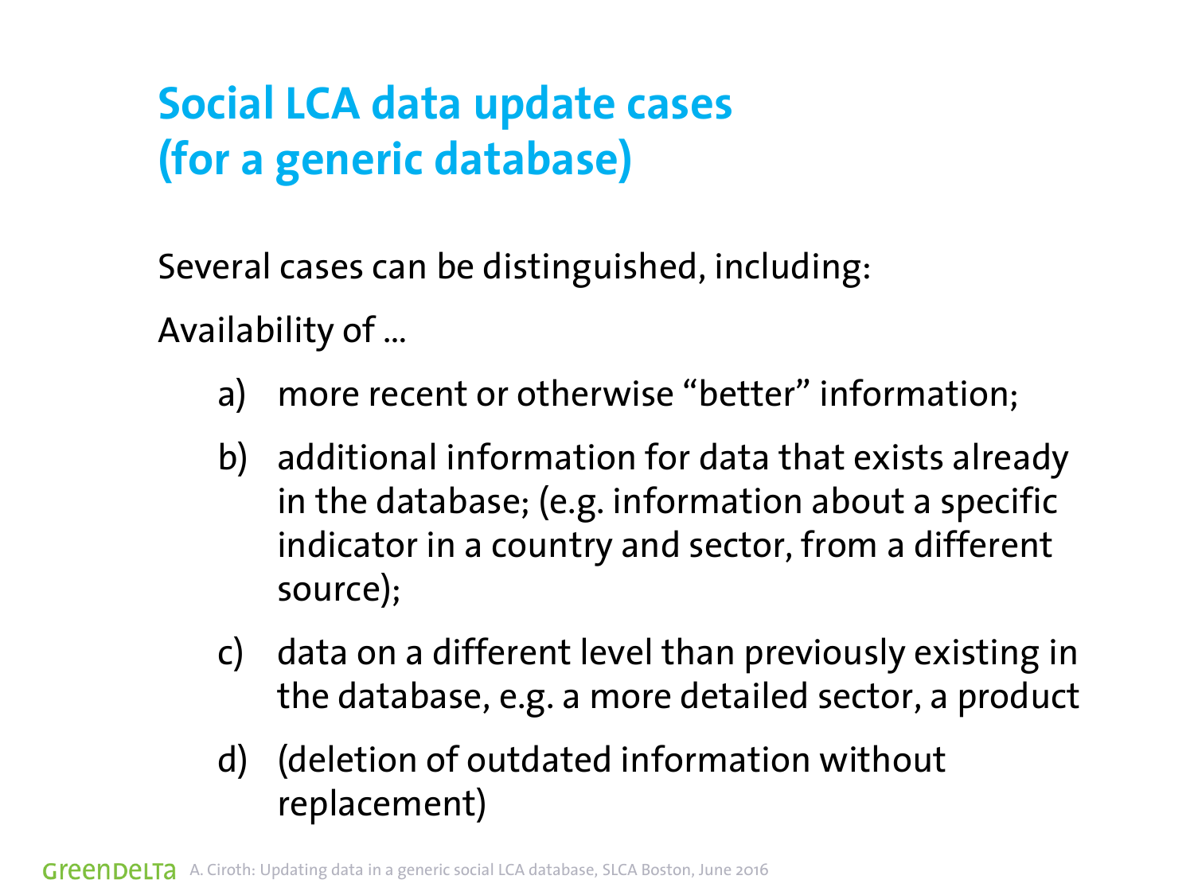# Social LCA data update cases (for a generic database)

Several cases can be distinguished, including:

Availability of …

a) more recent or otherwise "better" information;

b) additional information for data that exists already in the database; (e.g. information about a specific indicator in a country and sector, from a different source);

c) data on a different level than previously existing in the database, e.g. a more detailed sector, a product

d) (deletion of outdated information without replacement)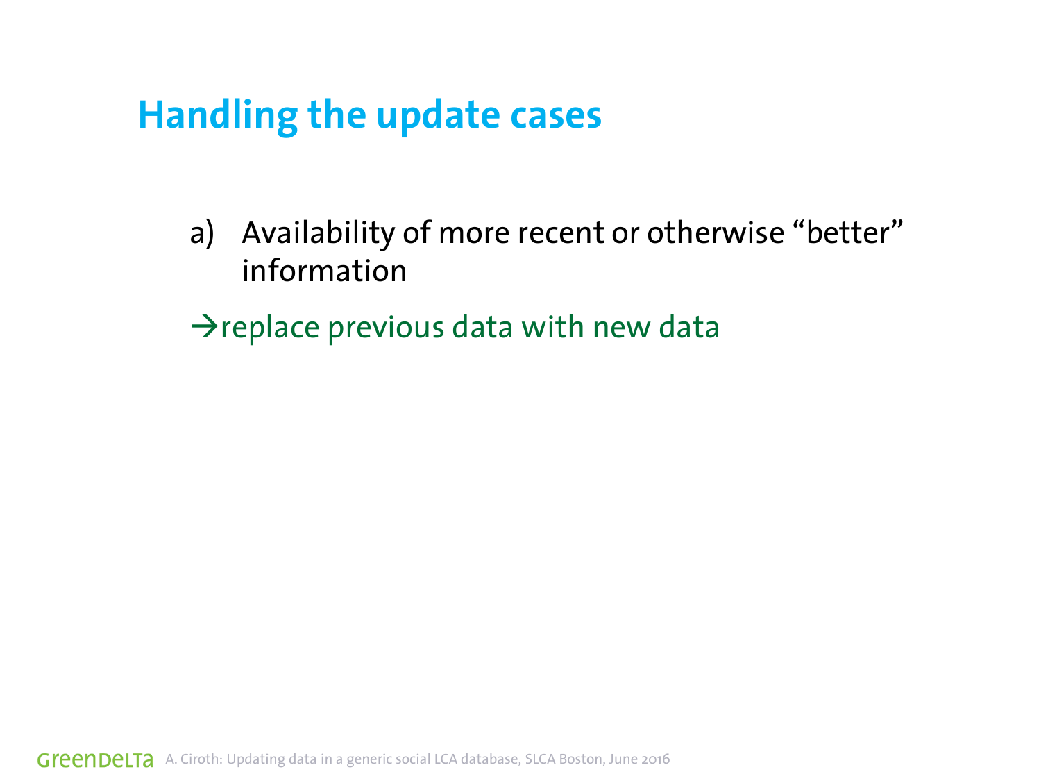# Handling the update cases

a) Availability of more recent or otherwise “better” information

→replace previous data with new data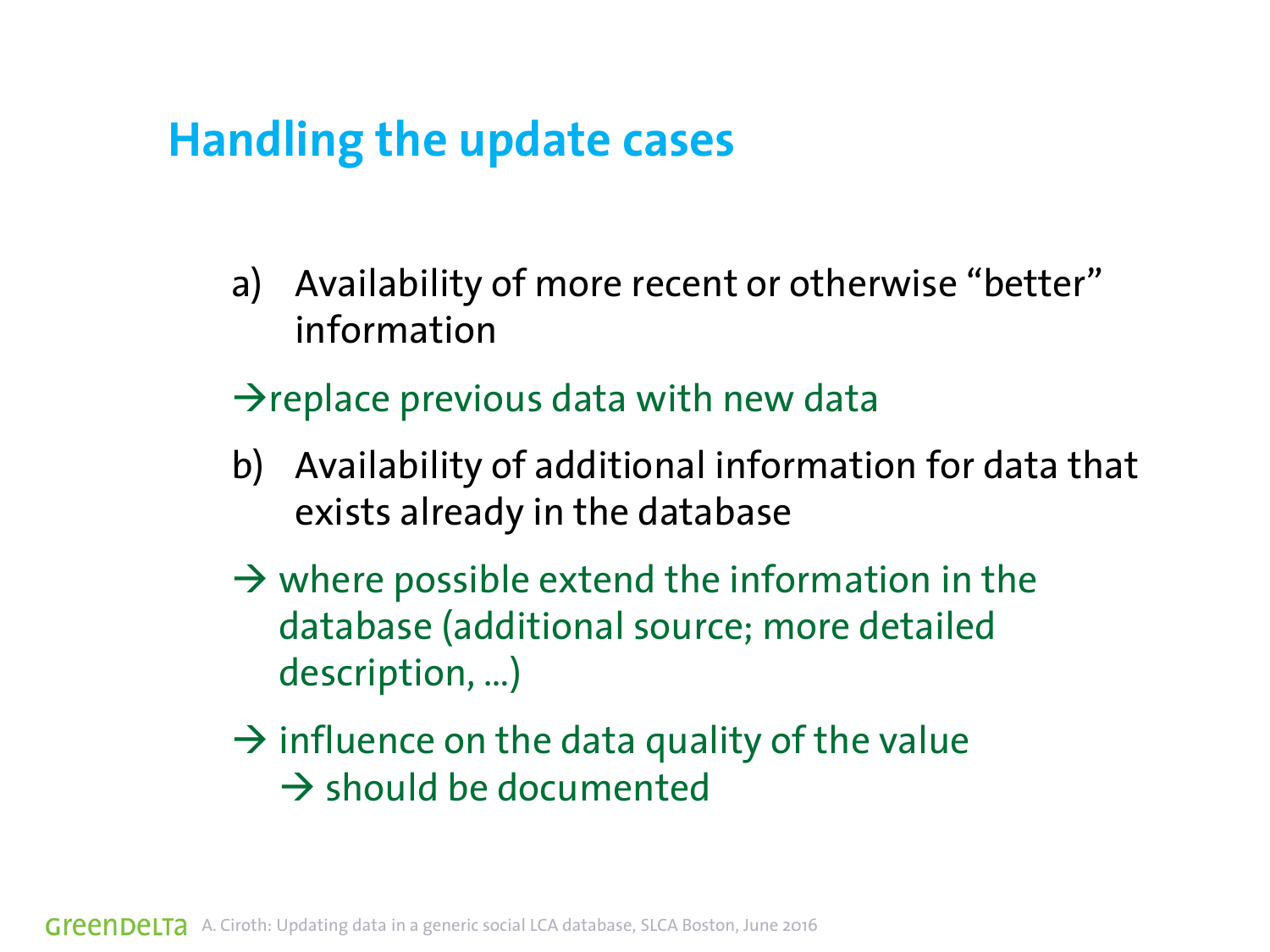# Handling the update cases

a) Availability of more recent or otherwise "better" information

→replace previous data with new data

b) Availability of additional information for data that exists already in the database

→ where possible extend the information in the database (additional source; more detailed description, ...)

→ influence on the data quality of the value
→ should be documented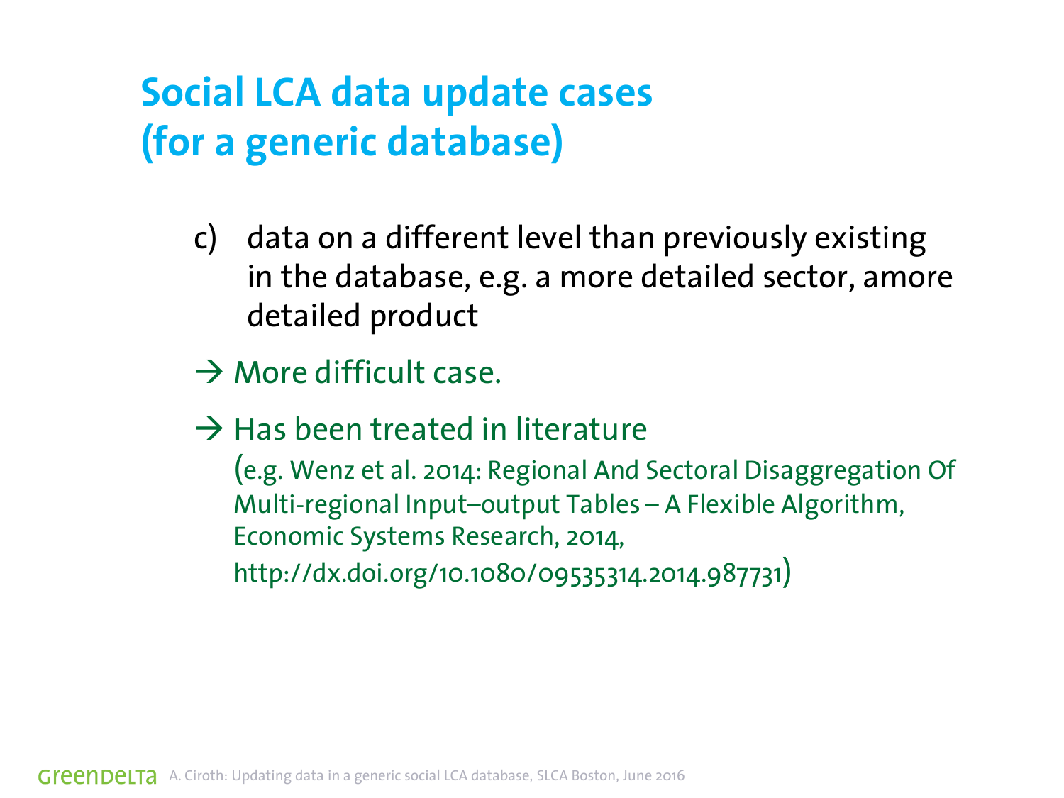# Social LCA data update cases (for a generic database)

c) data on a different level than previously existing in the database, e.g. a more detailed sector, amore detailed product

→ More difficult case.

→ Has been treated in literature
(e.g. Wenz et al. 2014: Regional And Sectoral Disaggregation Of Multi-regional Input–output Tables – A Flexible Algorithm, Economic Systems Research, 2014, http://dx.doi.org/10.1080/09535314.2014.987731)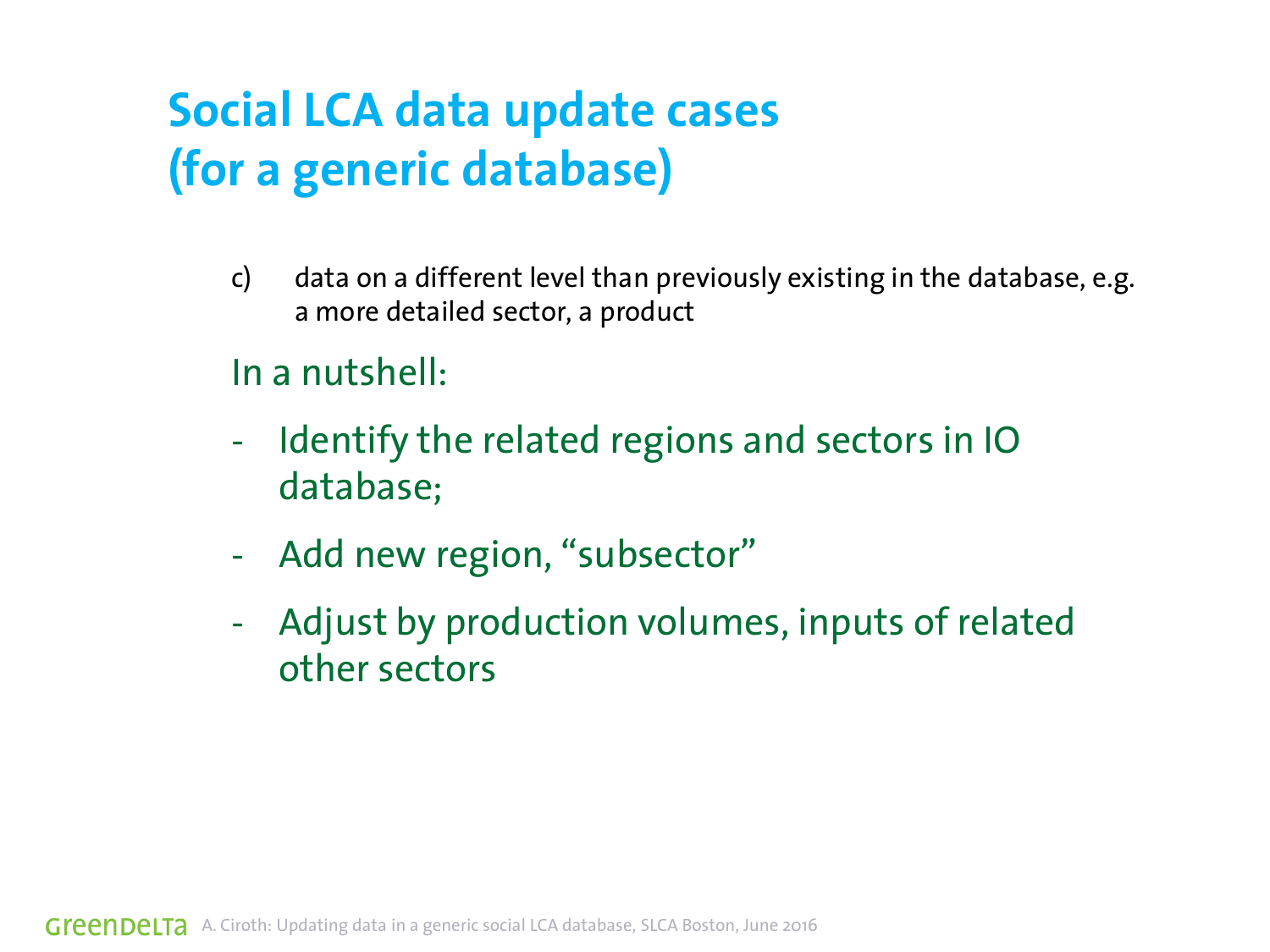# Social LCA data update cases (for a generic database)

c) data on a different level than previously existing in the database, e.g. a more detailed sector, a product

In a nutshell:

- Identify the related regions and sectors in IO database;
- Add new region, “subsector”
- Adjust by production volumes, inputs of related other sectors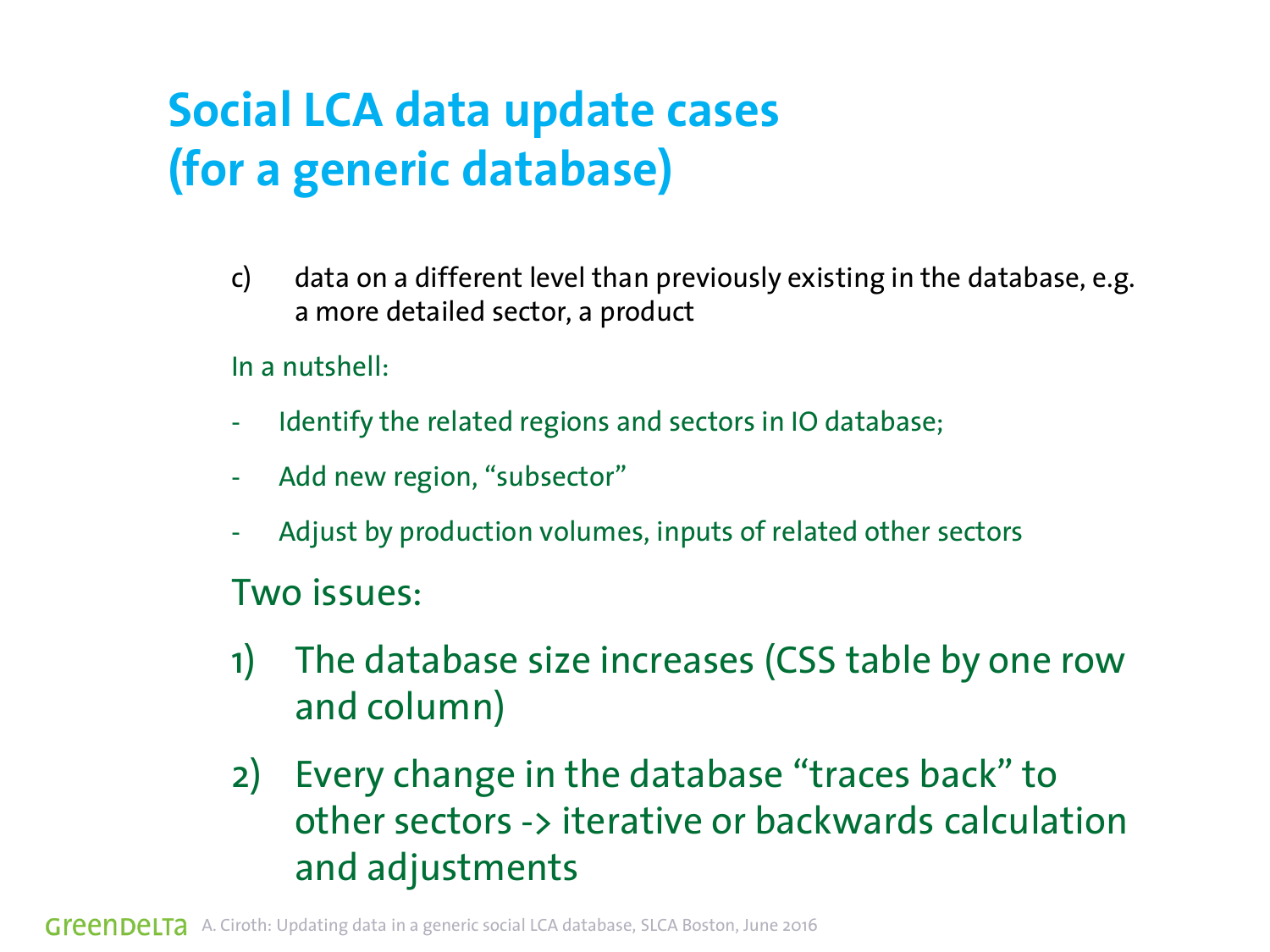# Social LCA data update cases (for a generic database)

c) data on a different level than previously existing in the database, e.g. a more detailed sector, a product

In a nutshell:

- Identify the related regions and sectors in IO database;
- Add new region, “subsector”
- Adjust by production volumes, inputs of related other sectors

Two issues:

1) The database size increases (CSS table by one row and column)
2) Every change in the database “traces back” to other sectors -> iterative or backwards calculation and adjustments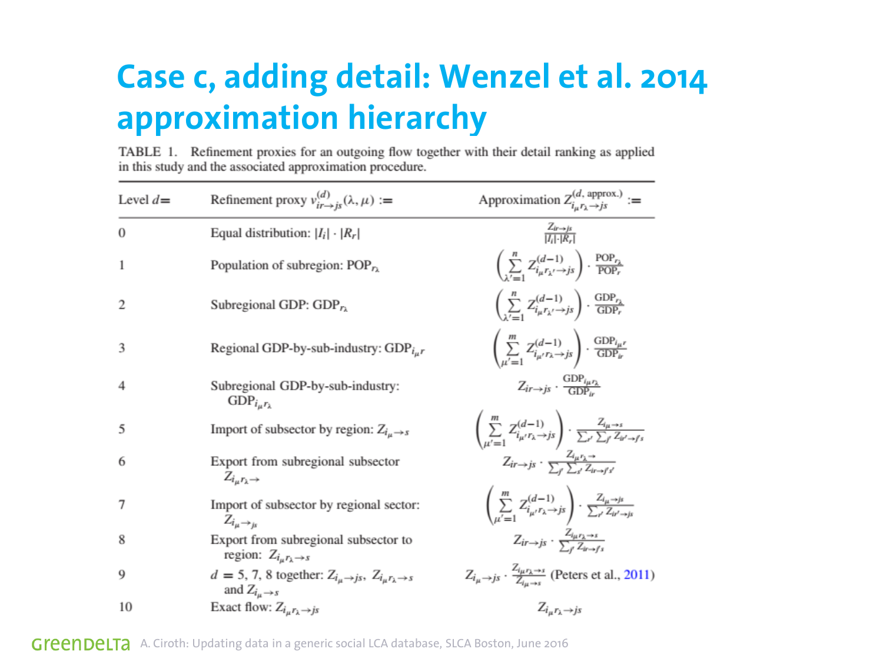# Case c, adding detail: Wenzel et al. 2014 approximation hierarchy

TABLE 1. Refinement proxies for an outgoing flow together with their detail ranking as applied in this study and the associated approximation procedure.

| Level $d=$ | Refinement proxy $v^{(d)}_{ir\to js}(\lambda,\mu) :=$ | Approximation $Z^{(d,\text{ approx.})}_{i_\mu r_\lambda \to js} :=$ |
|---|---|---|
| 0 | Equal distribution: $\lvert I_i\rvert \cdot \lvert R_r\rvert$ | $\frac{Z_{ir\to js}}{\lvert I_i\rvert \cdot \lvert R_r\rvert}$ |
| 1 | Population of subregion: $\text{POP}_{r_\lambda}$ | $\left(\sum_{\lambda'=1}^{n} Z^{(d-1)}_{i_\mu r_{\lambda'}\to js}\right)\cdot\frac{\text{POP}_{r_\lambda}}{\text{POP}_r}$ |
| 2 | Subregional GDP: $\text{GDP}_{r_\lambda}$ | $\left(\sum_{\lambda'=1}^{n} Z^{(d-1)}_{i_\mu r_{\lambda'}\to js}\right)\cdot\frac{\text{GDP}_{r_\lambda}}{\text{GDP}_r}$ |
| 3 | Regional GDP-by-sub-industry: $\text{GDP}_{i_\mu r}$ | $\left(\sum_{\mu'=1}^{m} Z^{(d-1)}_{i_{\mu'} r_\lambda\to js}\right)\cdot\frac{\text{GDP}_{i_\mu r}}{\text{GDP}_{ir}}$ |
| 4 | Subregional GDP-by-sub-industry: $\text{GDP}_{i_\mu r_\lambda}$ | $Z_{ir\to js}\cdot\frac{\text{GDP}_{i_\mu r_\lambda}}{\text{GDP}_{ir}}$ |
| 5 | Import of subsector by region: $Z_{i_\mu\to s}$ | $\left(\sum_{\mu'=1}^{m} Z^{(d-1)}_{i_{\mu'} r_\lambda\to js}\right)\cdot\frac{Z_{i_\mu\to s}}{\sum_{r'}\sum_{j'} Z_{ir'\to j's}}$ |
| 6 | Export from subregional subsector $Z_{i_\mu r_\lambda\to}$ | $Z_{ir\to js}\cdot\frac{Z_{i_\mu r_\lambda\to}}{\sum_{j'}\sum_{s'} Z_{ir\to j's'}}$ |
| 7 | Import of subsector by regional sector: $Z_{i_\mu\to js}$ | $\left(\sum_{\mu'=1}^{m} Z^{(d-1)}_{i_{\mu'} r_\lambda\to js}\right)\cdot\frac{Z_{i_\mu\to js}}{\sum_{r'} Z_{ir'\to js}}$ |
| 8 | Export from subregional subsector to region: $Z_{i_\mu r_\lambda\to s}$ | $Z_{ir\to js}\cdot\frac{Z_{i_\mu r_\lambda\to s}}{\sum_{j'} Z_{ir\to j's}}$ |
| 9 | $d = 5, 7, 8$ together: $Z_{i_\mu\to js}$, $Z_{i_\mu r_\lambda\to s}$ and $Z_{i_\mu\to s}$ | $Z_{i_\mu\to js}\cdot\frac{Z_{i_\mu r_\lambda\to s}}{Z_{i_\mu\to s}}$ (Peters et al., 2011) |
| 10 | Exact flow: $Z_{i_\mu r_\lambda\to js}$ | $Z_{i_\mu r_\lambda\to js}$ |

GreenDelta A. Ciroth: Updating data in a generic social LCA database, SLCA Boston, June 2016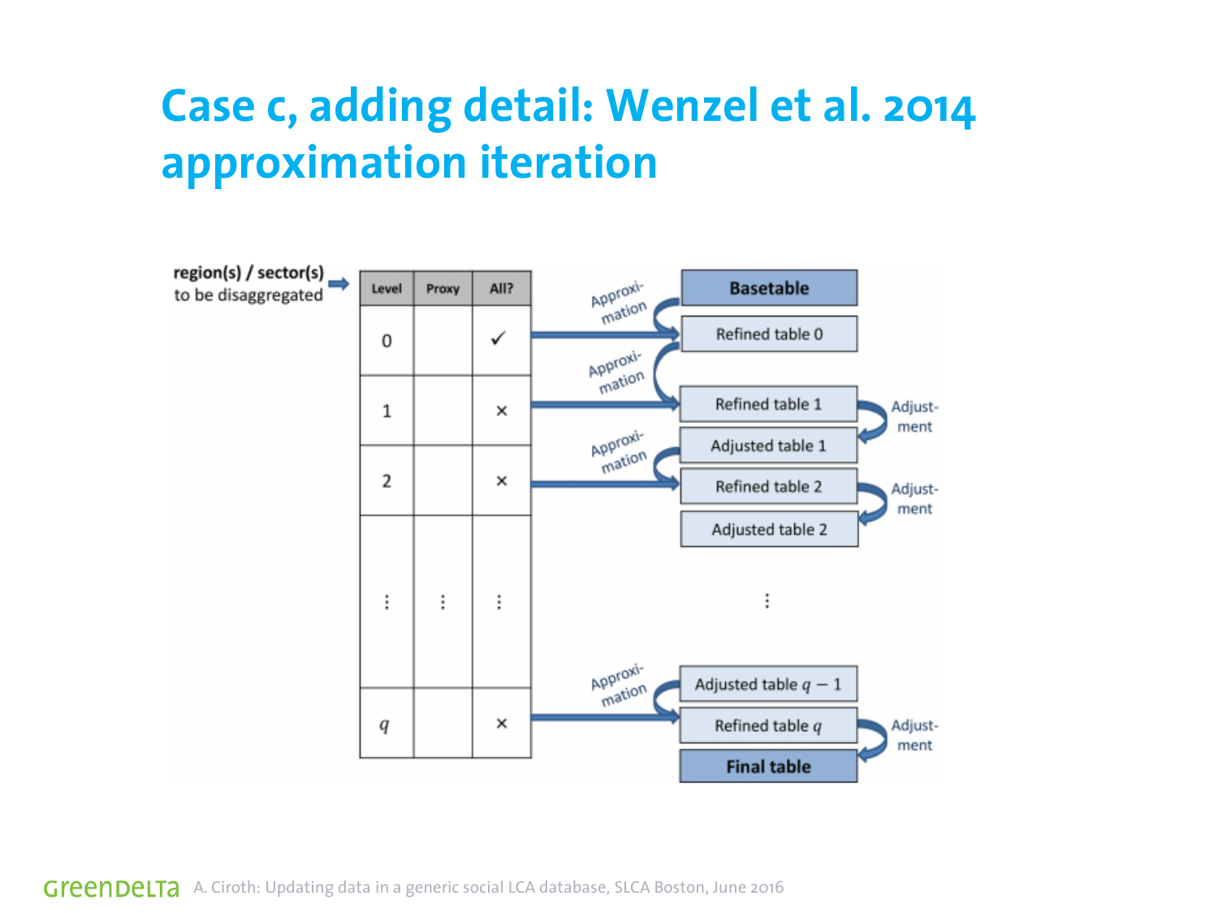# Case c, adding detail: Wenzel et al. 2014 approximation iteration

region(s) / sector(s) to be disaggregated

| Level | Proxy | All? |
|---|---|---|
| 0 | | ✓ |
| 1 | | × |
| 2 | | × |
| ⋮ | ⋮ | ⋮ |
| $q$ | | × |

- Basetable
  - Approximation → Refined table 0
  - Approximation → Refined table 1
  - Adjustment → Adjusted table 1
  - Approximation → Refined table 2
  - Adjustment → Adjusted table 2
  - ⋮
  - Adjusted table $q-1$
  - Approximation → Refined table $q$
  - Adjustment → Final table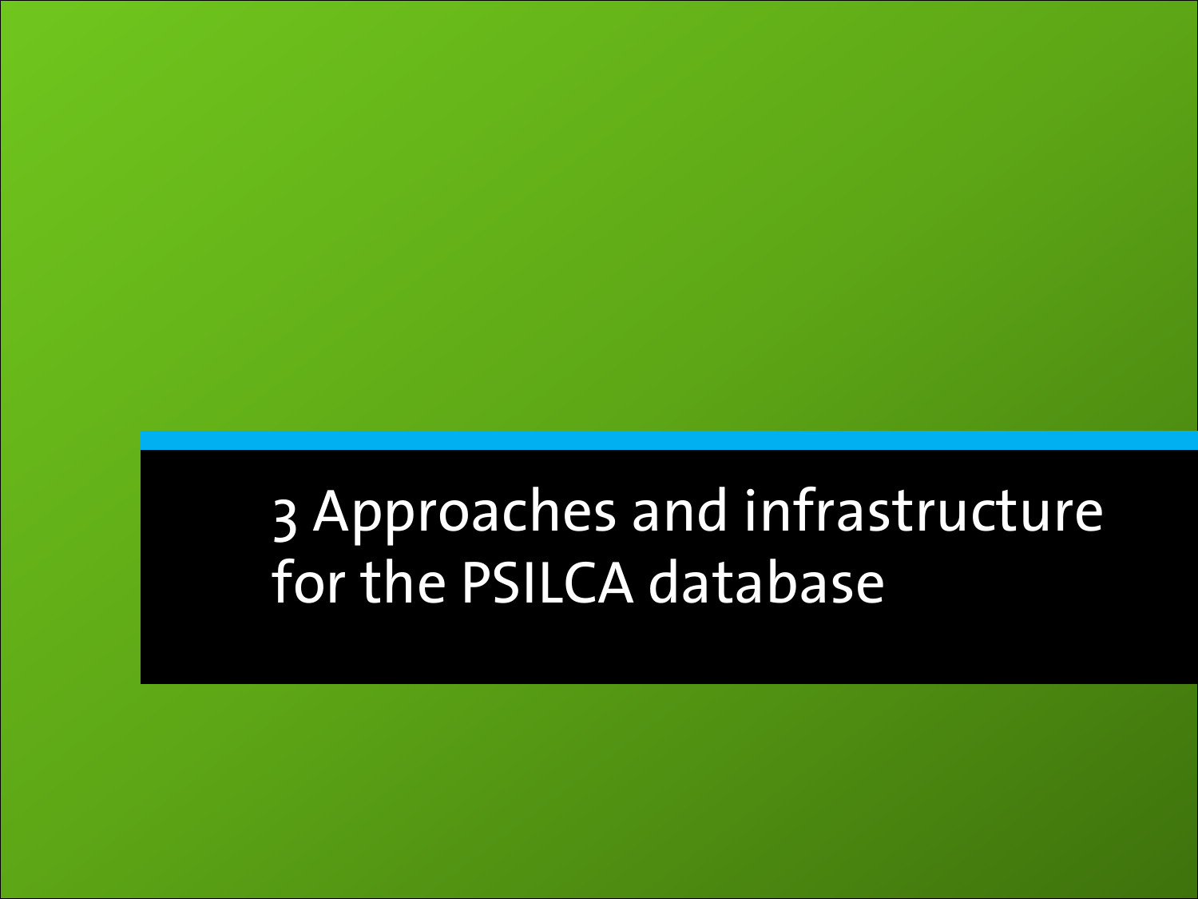# 3 Approaches and infrastructure for the PSILCA database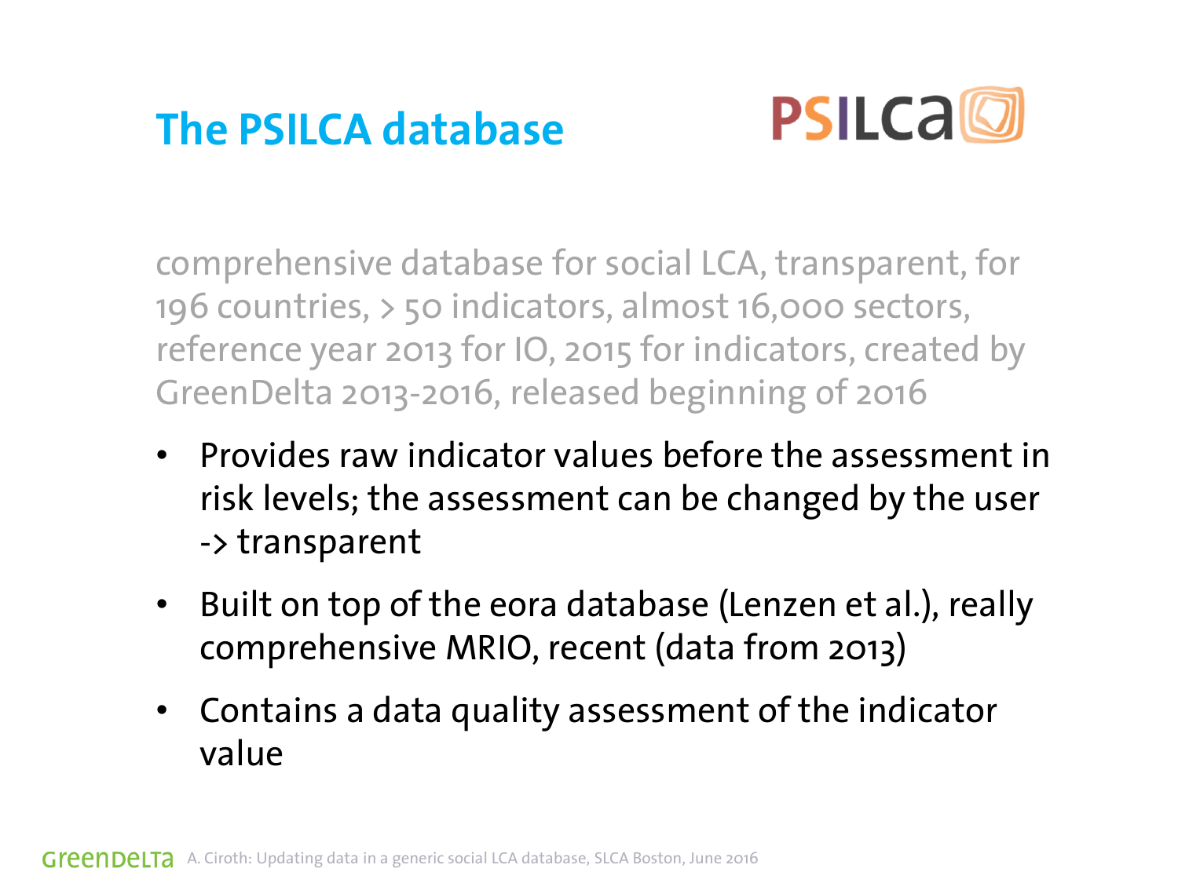# The PSILCA database

PSILCA

comprehensive database for social LCA, transparent, for 196 countries, > 50 indicators, almost 16,000 sectors, reference year 2013 for IO, 2015 for indicators, created by GreenDelta 2013-2016, released beginning of 2016

- Provides raw indicator values before the assessment in risk levels; the assessment can be changed by the user -> transparent
- Built on top of the eora database (Lenzen et al.), really comprehensive MRIO, recent (data from 2013)
- Contains a data quality assessment of the indicator value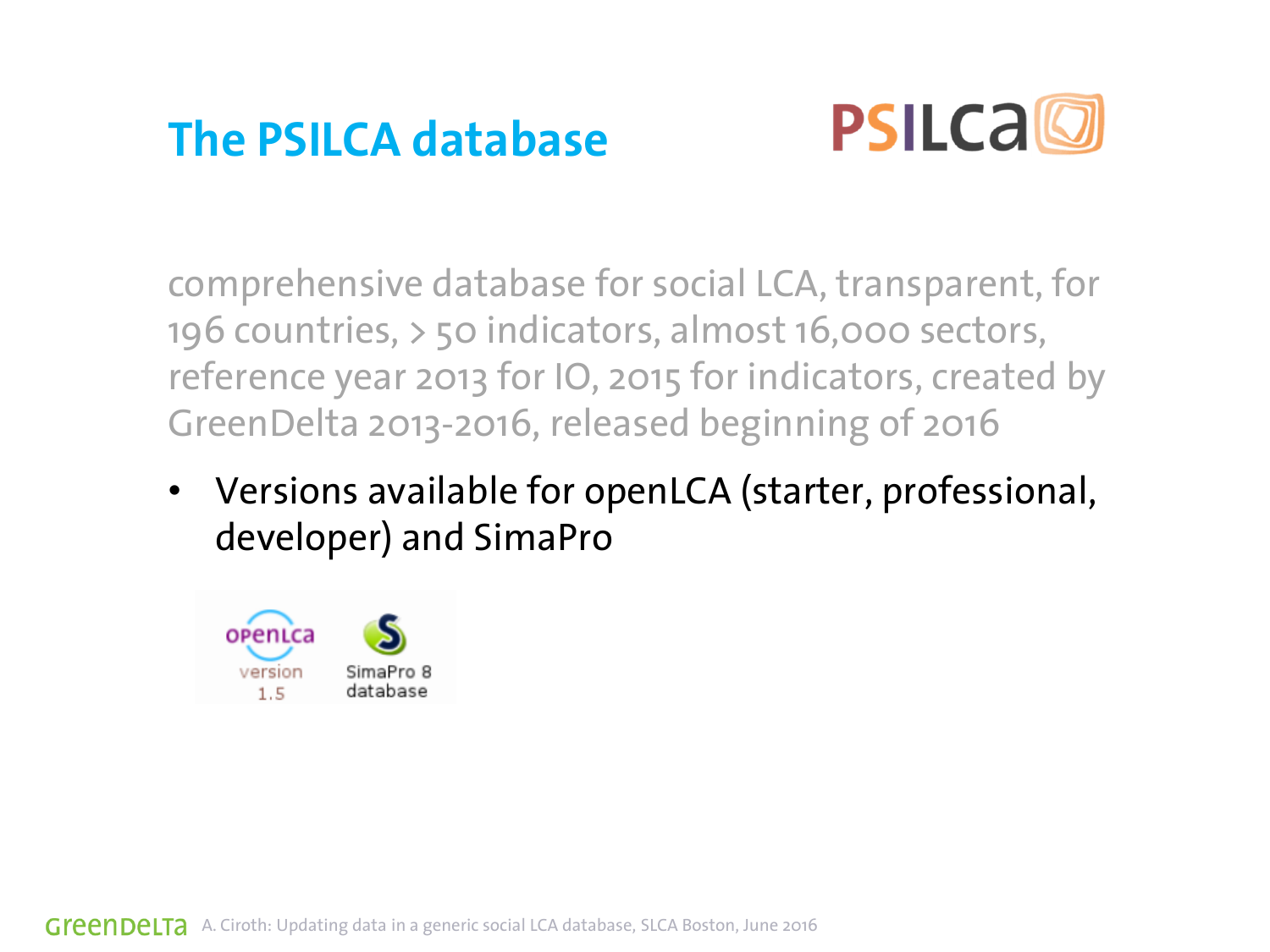# The PSILCA database

comprehensive database for social LCA, transparent, for 196 countries, > 50 indicators, almost 16,000 sectors, reference year 2013 for IO, 2015 for indicators, created by GreenDelta 2013-2016, released beginning of 2016

- Versions available for openLCA (starter, professional, developer) and SimaPro

openLCA version 1.5 SimaPro 8 database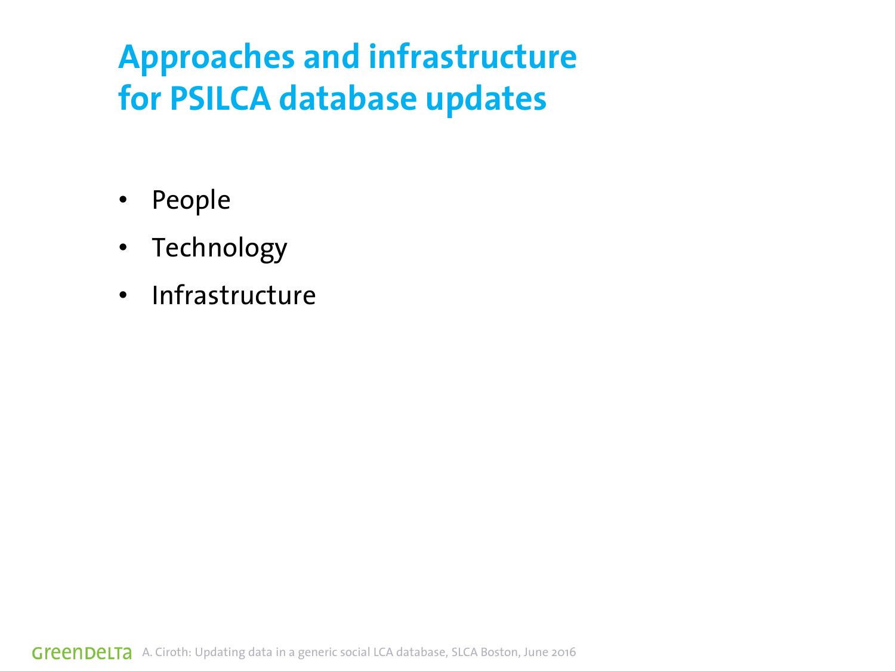# Approaches and infrastructure for PSILCA database updates

- People
- Technology
- Infrastructure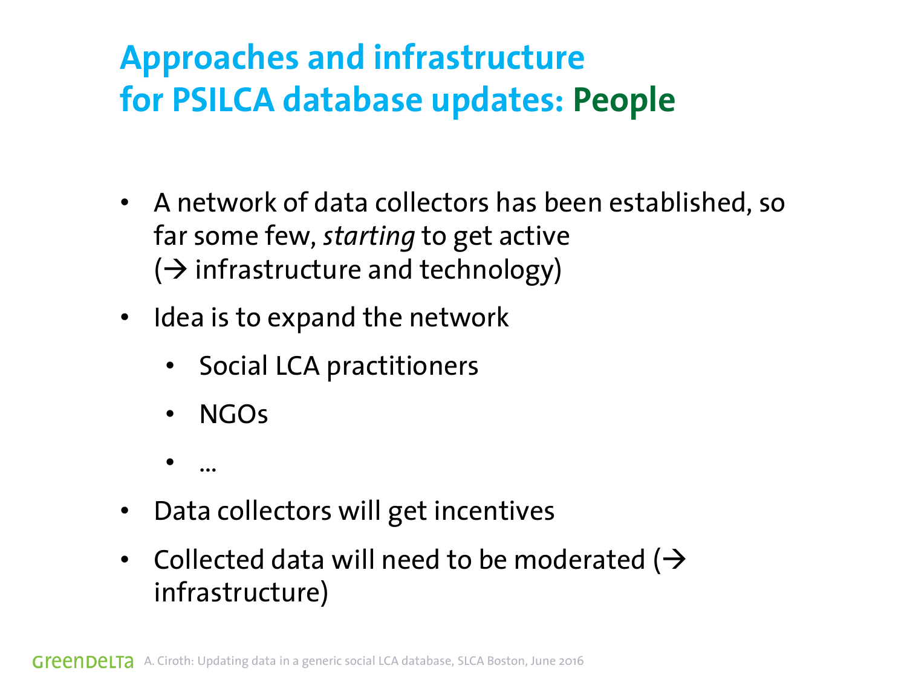# Approaches and infrastructure for PSILCA database updates: People

- A network of data collectors has been established, so far some few, *starting* to get active (→ infrastructure and technology)
- Idea is to expand the network
  - Social LCA practitioners
  - NGOs
  - …
- Data collectors will get incentives
- Collected data will need to be moderated (→ infrastructure)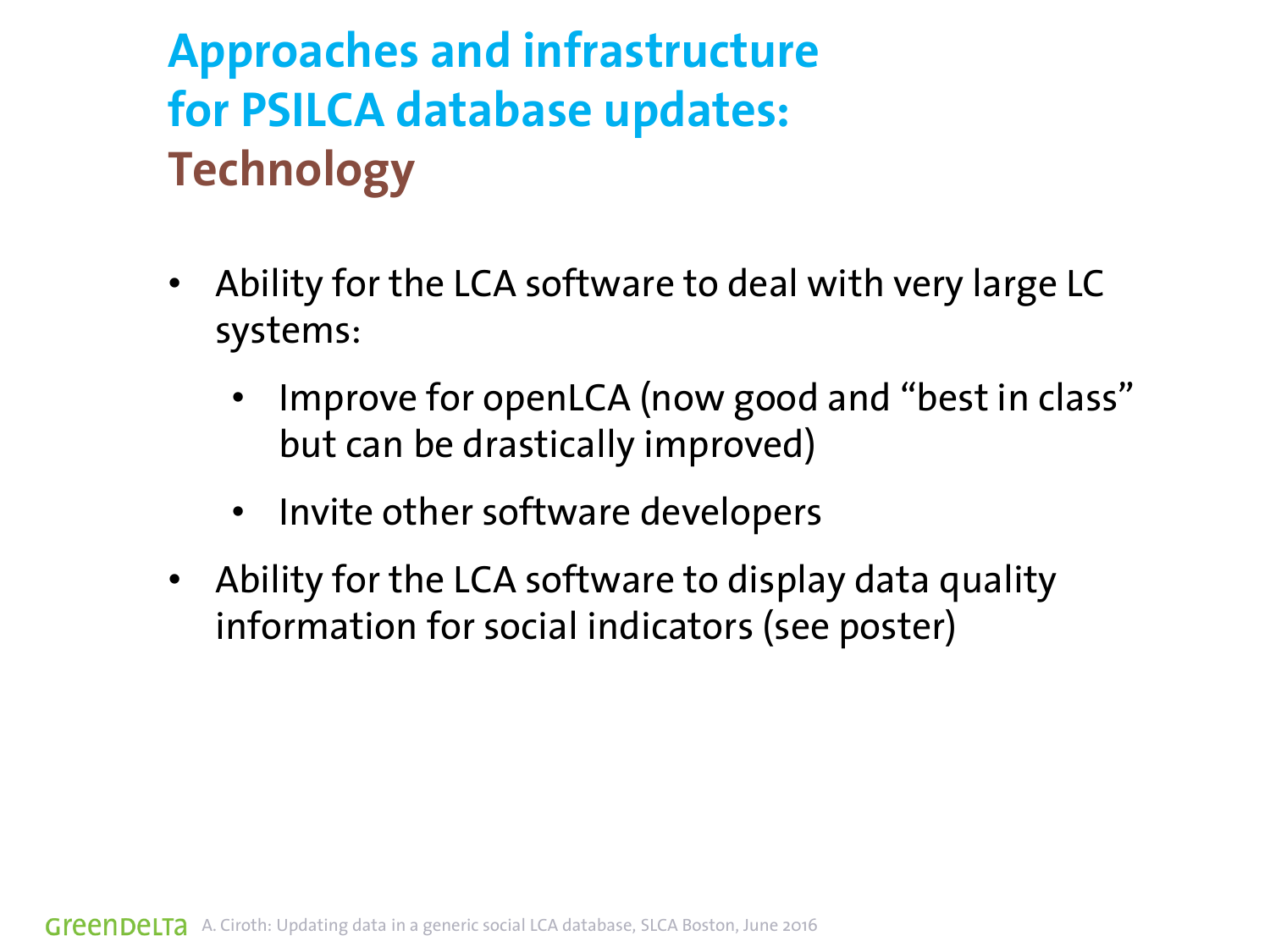# Approaches and infrastructure for PSILCA database updates: Technology

- Ability for the LCA software to deal with very large LC systems:
  - Improve for openLCA (now good and “best in class” but can be drastically improved)
  - Invite other software developers
- Ability for the LCA software to display data quality information for social indicators (see poster)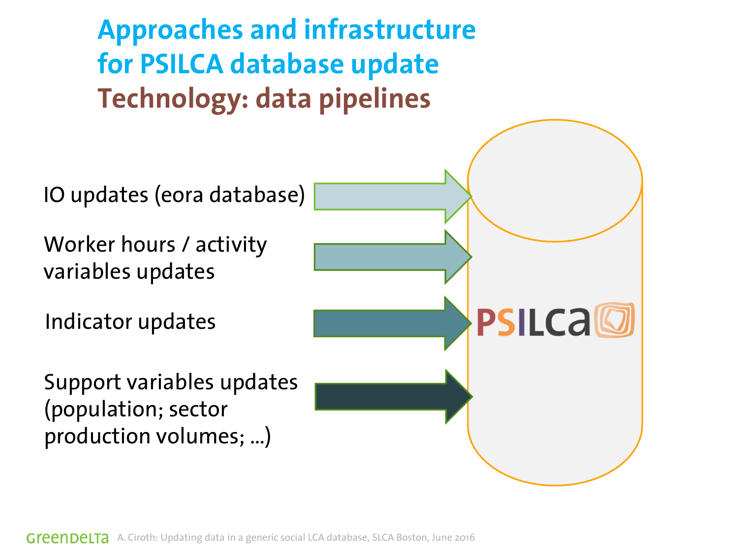# Approaches and infrastructure for PSILCA database update

## Technology: data pipelines

- IO updates (eora database)
- Worker hours / activity variables updates
- Indicator updates
- Support variables updates (population; sector production volumes; ...)

PSILCA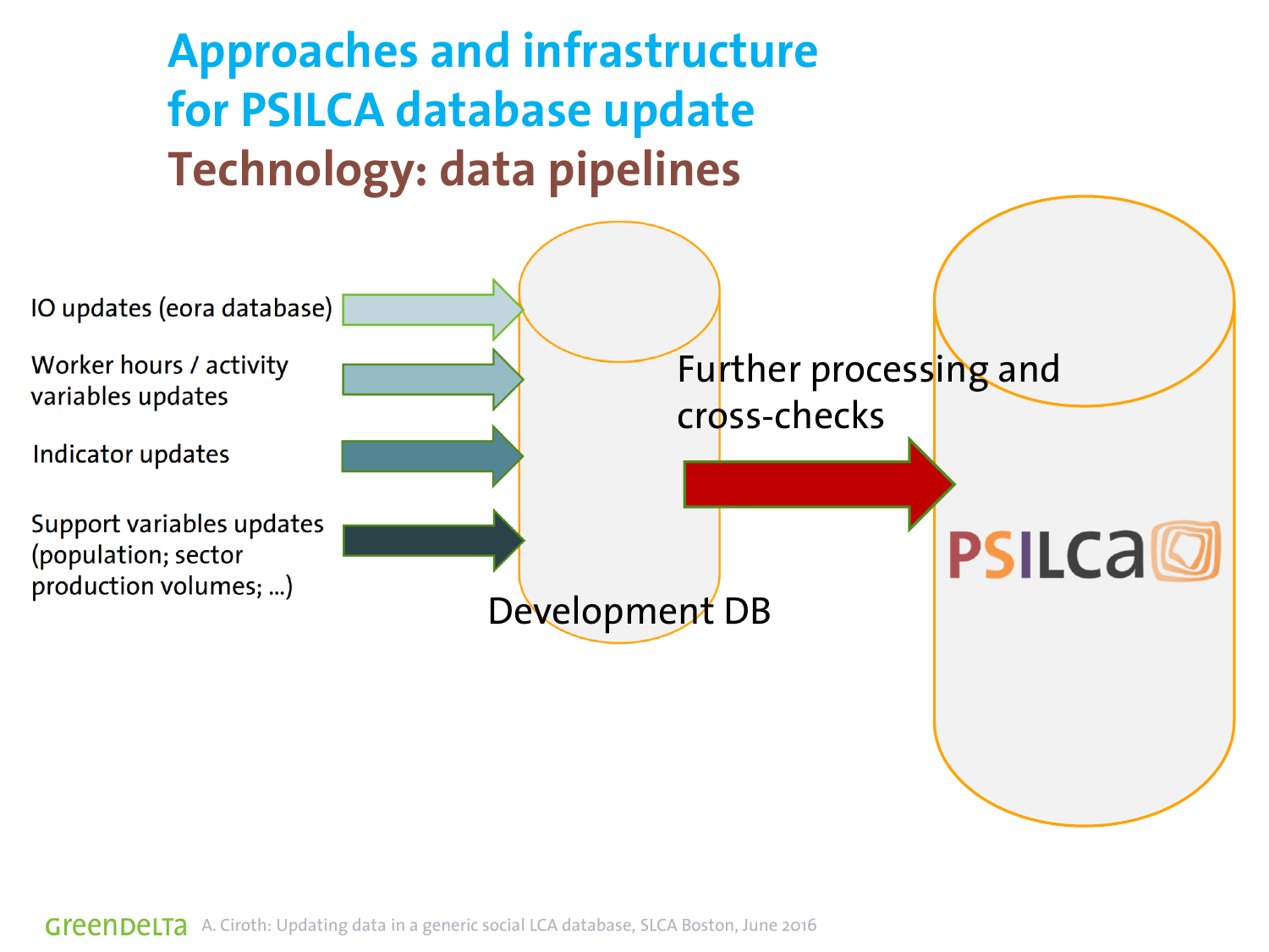# Approaches and infrastructure for PSILCA database update

## Technology: data pipelines

IO updates (eora database)

Worker hours / activity variables updates

Indicator updates

Support variables updates (population; sector production volumes; ...)

Development DB

Further processing and cross-checks

PSILCA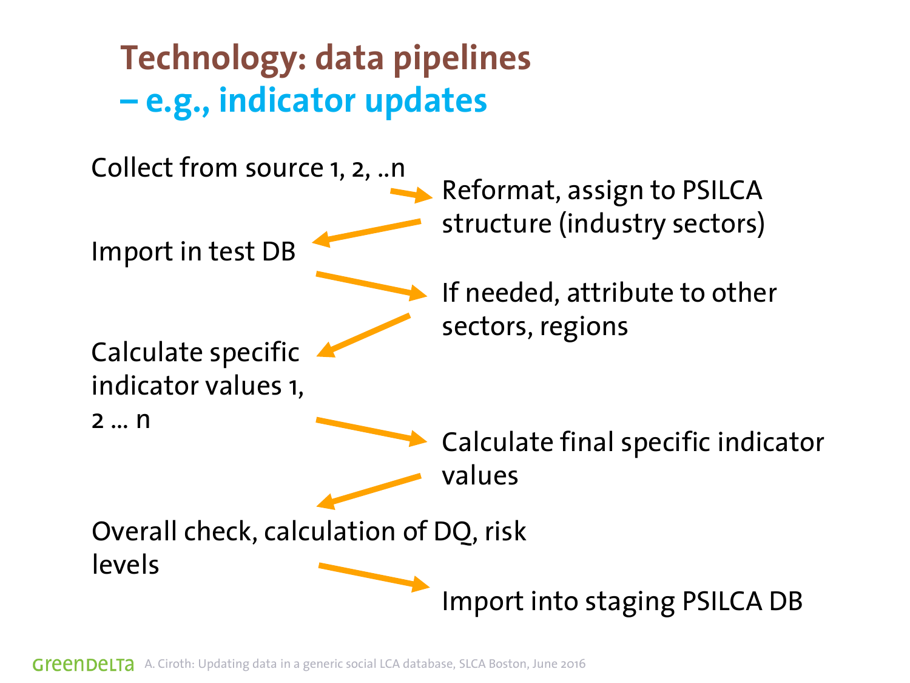# Technology: data pipelines
## – e.g., indicator updates

- Collect from source 1, 2, ..n
- Reformat, assign to PSILCA structure (industry sectors)
- Import in test DB
- If needed, attribute to other sectors, regions
- Calculate specific indicator values 1, 2 … n
- Calculate final specific indicator values
- Overall check, calculation of DQ, risk levels
- Import into staging PSILCA DB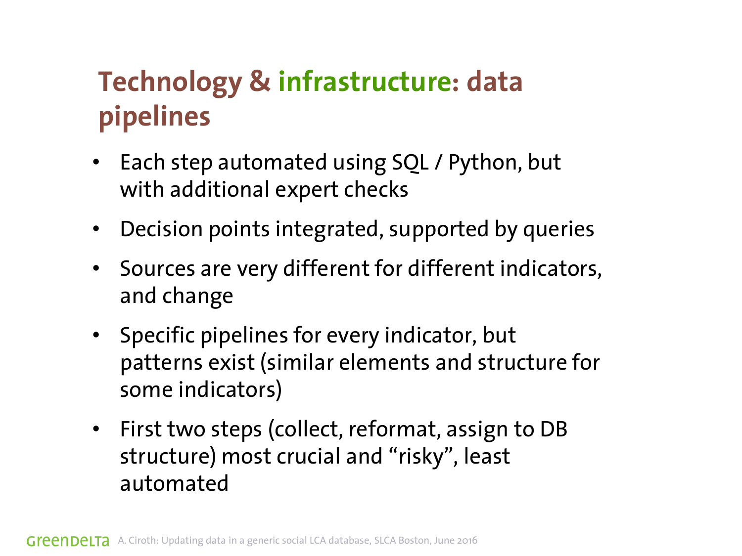# Technology & infrastructure: data pipelines

- Each step automated using SQL / Python, but with additional expert checks
- Decision points integrated, supported by queries
- Sources are very different for different indicators, and change
- Specific pipelines for every indicator, but patterns exist (similar elements and structure for some indicators)
- First two steps (collect, reformat, assign to DB structure) most crucial and "risky", least automated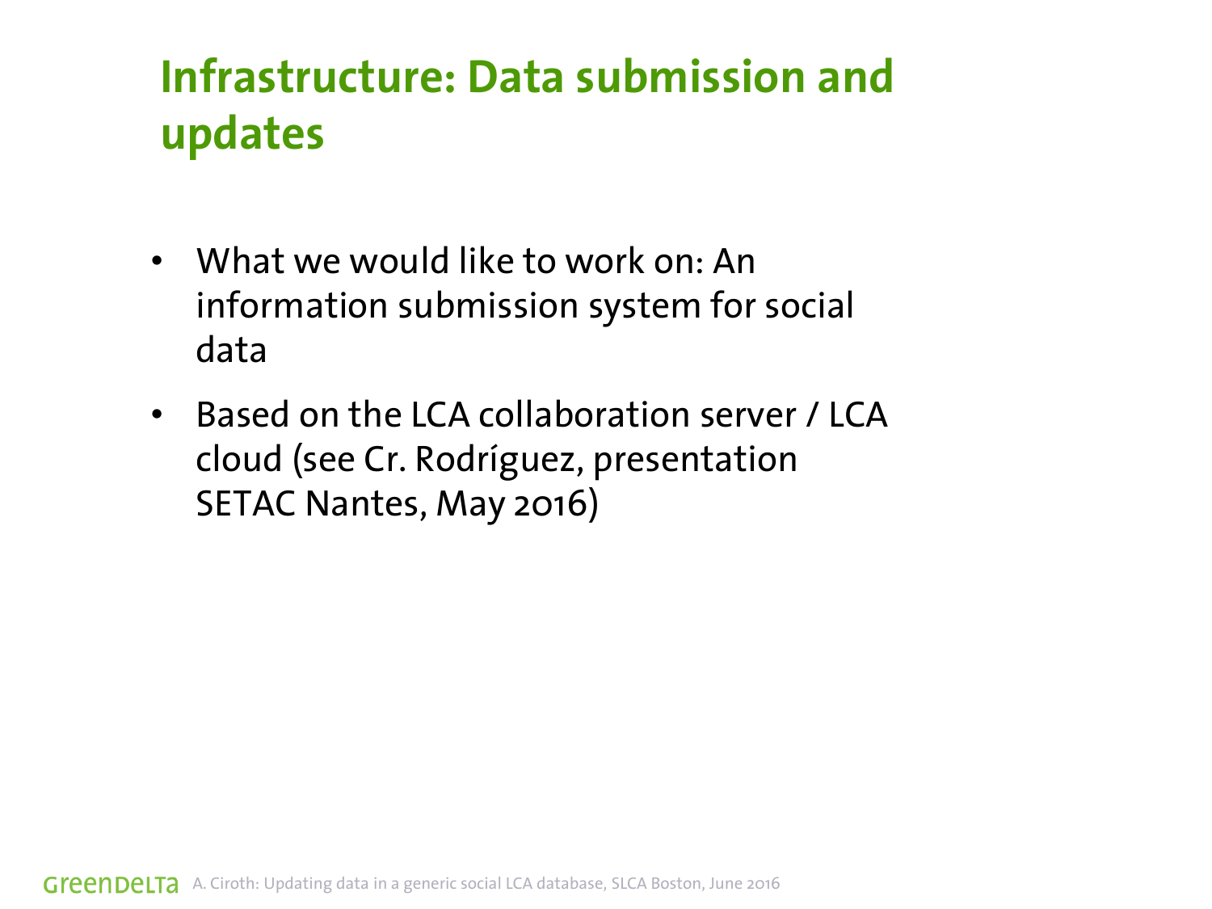# Infrastructure: Data submission and updates

- What we would like to work on: An information submission system for social data
- Based on the LCA collaboration server / LCA cloud (see Cr. Rodríguez, presentation SETAC Nantes, May 2016)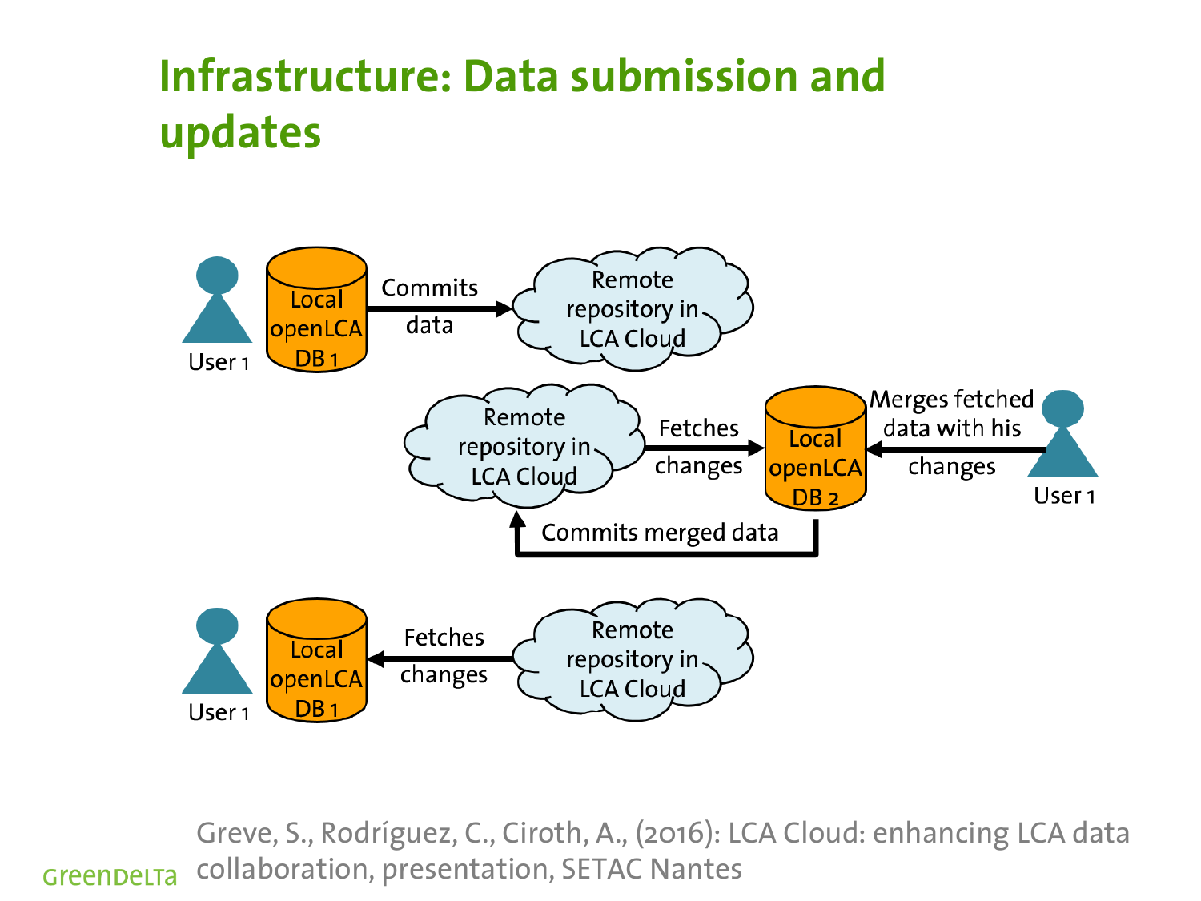# Infrastructure: Data submission and updates

User 1 — Local openLCA DB 1 — Commits data → Remote repository in LCA Cloud

Remote repository in LCA Cloud — Fetches changes → Local openLCA DB 2 ← Merges fetched data with his changes — User 1

Local openLCA DB 2 — Commits merged data → Remote repository in LCA Cloud

User 1 — Local openLCA DB 1 ← Fetches changes — Remote repository in LCA Cloud

Greve, S., Rodríguez, C., Ciroth, A., (2016): LCA Cloud: enhancing LCA data collaboration, presentation, SETAC Nantes

GreenDelta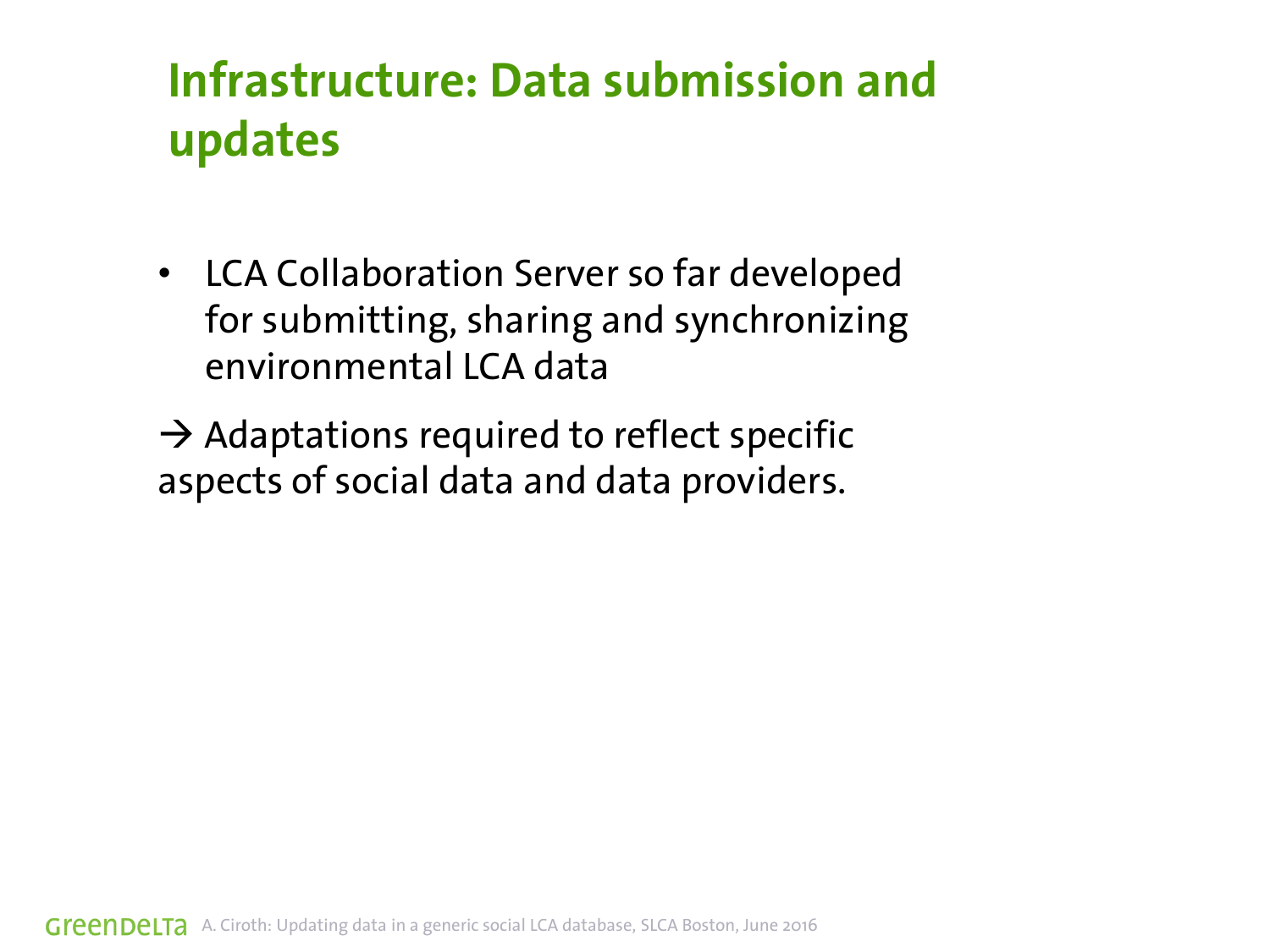# Infrastructure: Data submission and updates

- LCA Collaboration Server so far developed for submitting, sharing and synchronizing environmental LCA data

→ Adaptations required to reflect specific aspects of social data and data providers.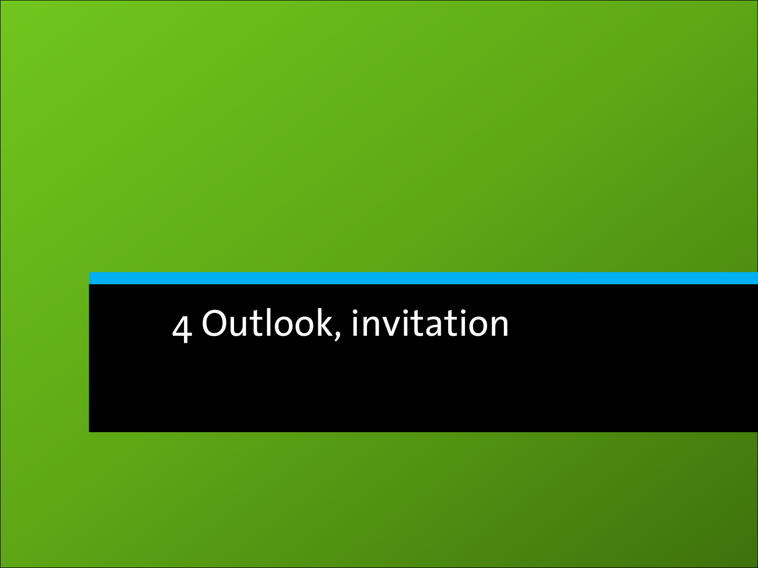# 4 Outlook, invitation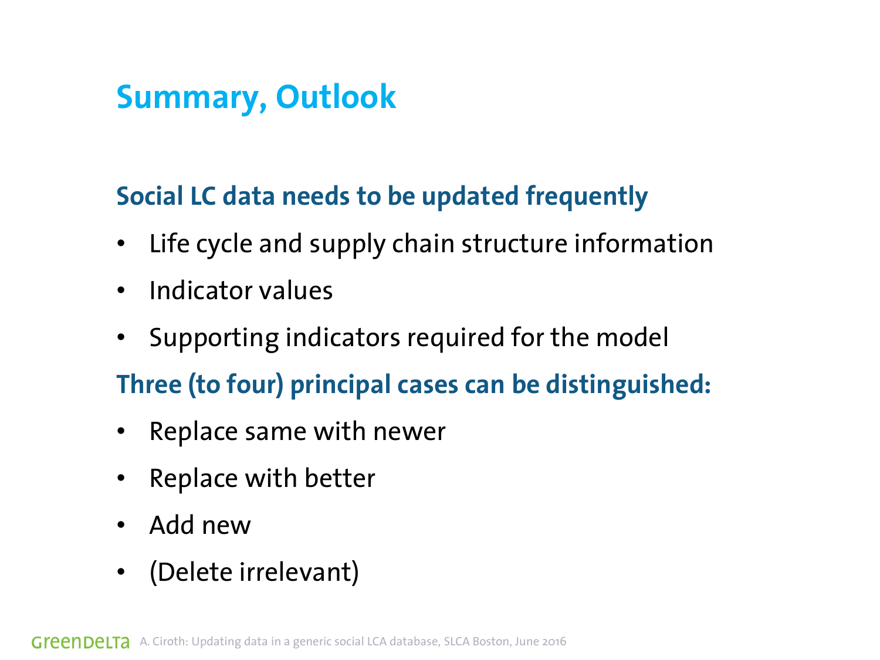# Summary, Outlook

**Social LC data needs to be updated frequently**

- Life cycle and supply chain structure information
- Indicator values
- Supporting indicators required for the model

**Three (to four) principal cases can be distinguished:**

- Replace same with newer
- Replace with better
- Add new
- (Delete irrelevant)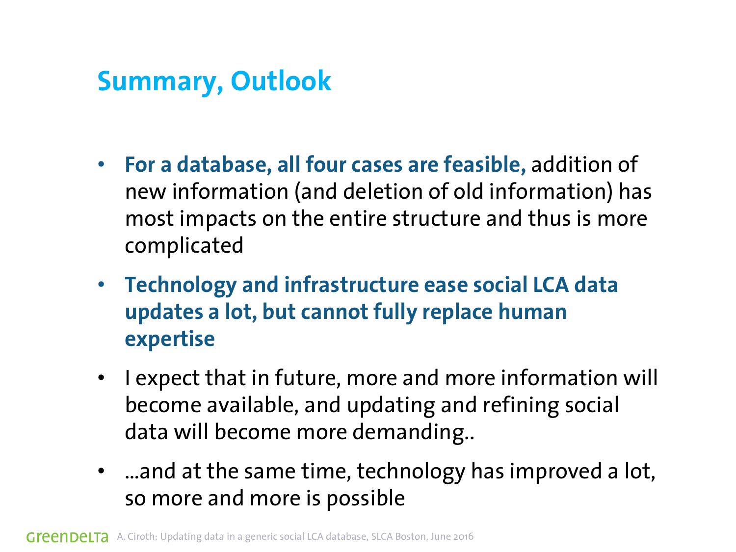## Summary, Outlook

- **For a database, all four cases are feasible,** addition of new information (and deletion of old information) has most impacts on the entire structure and thus is more complicated
- **Technology and infrastructure ease social LCA data updates a lot, but cannot fully replace human expertise**
- I expect that in future, more and more information will become available, and updating and refining social data will become more demanding..
- ...and at the same time, technology has improved a lot, so more and more is possible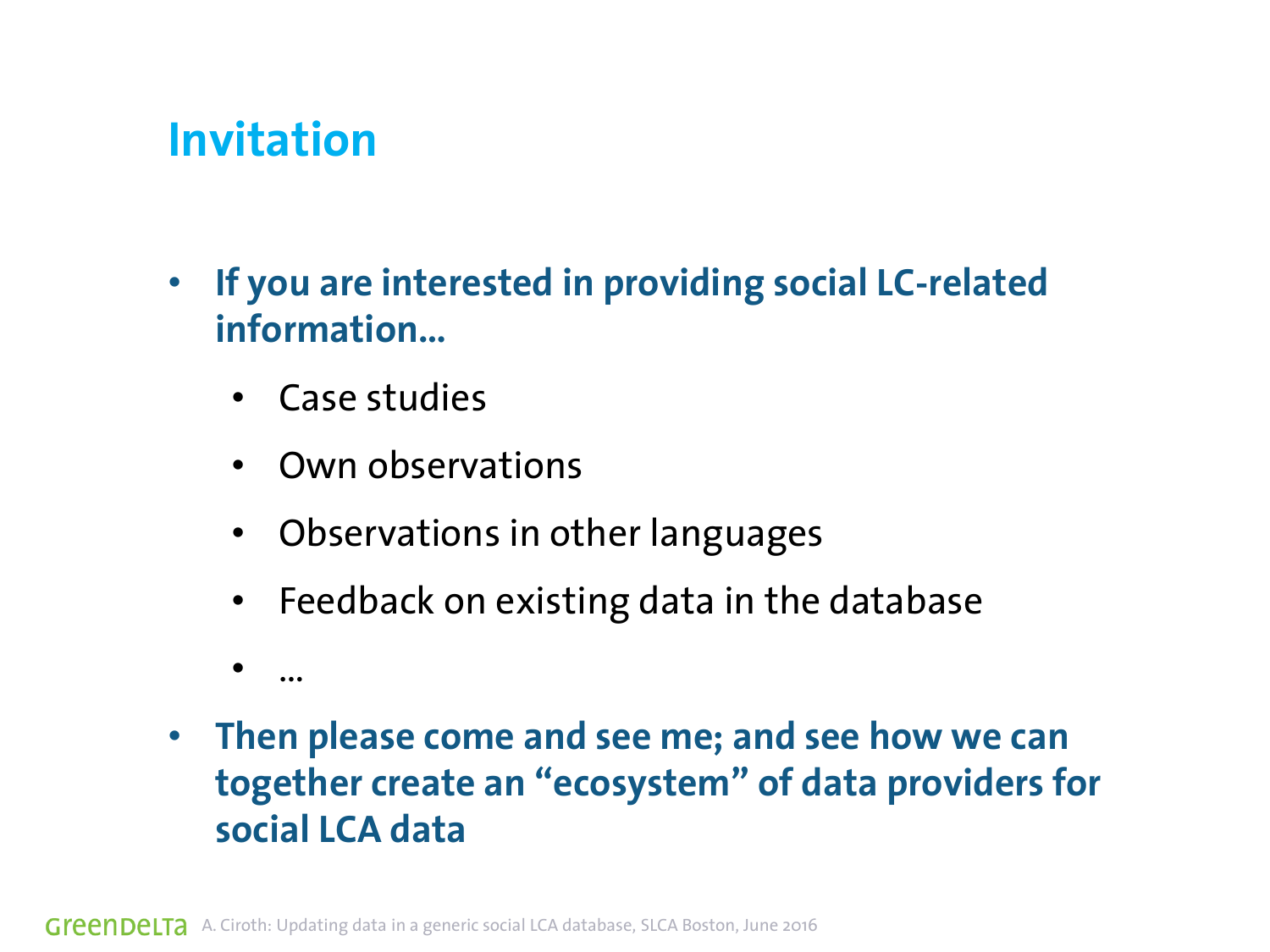# Invitation

- **If you are interested in providing social LC-related information…**
  - Case studies
  - Own observations
  - Observations in other languages
  - Feedback on existing data in the database
  - …
- **Then please come and see me; and see how we can together create an "ecosystem" of data providers for social LCA data**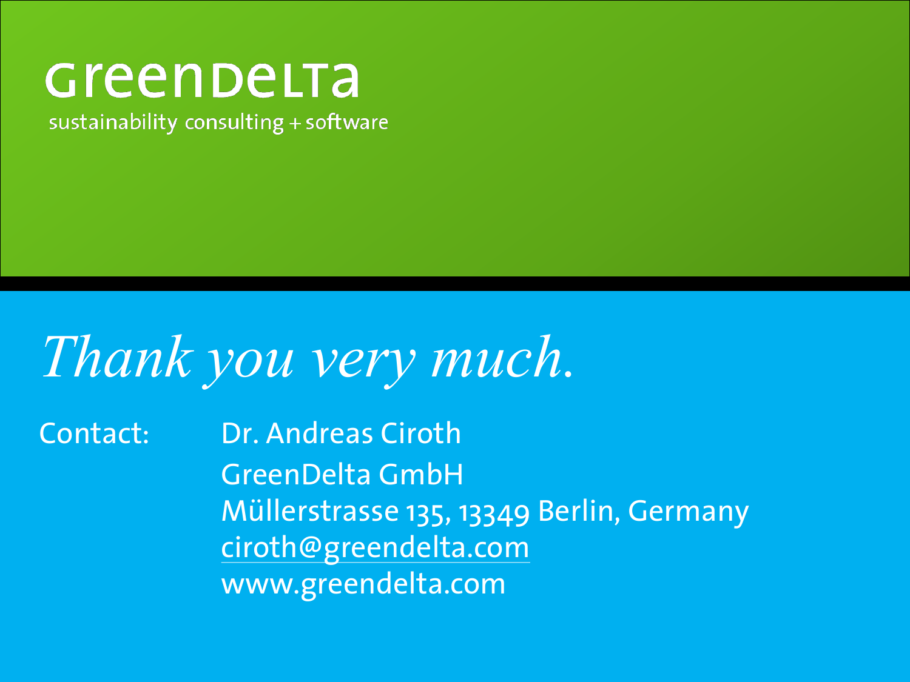GreenDelta

sustainability consulting + software

*Thank you very much.*

Contact:

Dr. Andreas Ciroth
GreenDelta GmbH
Müllerstrasse 135, 13349 Berlin, Germany
ciroth@greendelta.com
www.greendelta.com